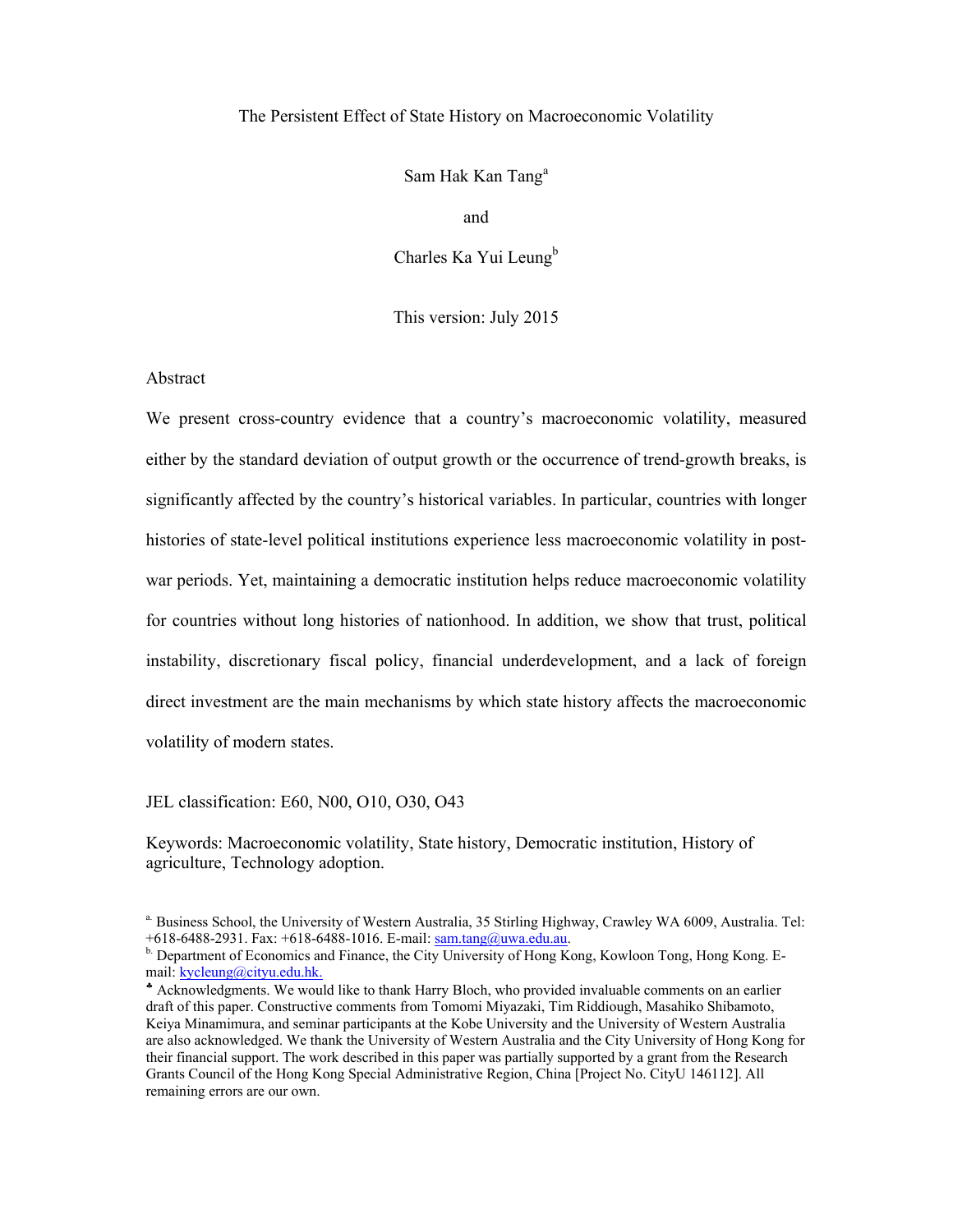# The Persistent Effect of State History on Macroeconomic Volatility

Sam Hak Kan Tang[a]

and

Charles Ka Yui Leung[b]

This version: July 2015

## Abstract

We present cross-country evidence that a country's macroeconomic volatility, measured either by the standard deviation of output growth or the occurrence of trend-growth breaks, is significantly affected by the country's historical variables. In particular, countries with longer histories of state-level political institutions experience less macroeconomic volatility in post-war periods. Yet, maintaining a democratic institution helps reduce macroeconomic volatility for countries without long histories of nationhood. In addition, we show that trust, political instability, discretionary fiscal policy, financial underdevelopment, and a lack of foreign direct investment are the main mechanisms by which state history affects the macroeconomic volatility of modern states.

JEL classification: E60, N00, O10, O30, O43

Keywords: Macroeconomic volatility, State history, Democratic institution, History of agriculture, Technology adoption.

---

[a] Business School, the University of Western Australia, 35 Stirling Highway, Crawley WA 6009, Australia. Tel: +618-6488-2931. Fax: +618-6488-1016. E-mail: sam.tang@uwa.edu.au.

[b] Department of Economics and Finance, the City University of Hong Kong, Kowloon Tong, Hong Kong. E-mail: kycleung@cityu.edu.hk.

♣ Acknowledgments. We would like to thank Harry Bloch, who provided invaluable comments on an earlier draft of this paper. Constructive comments from Tomomi Miyazaki, Tim Riddiough, Masahiko Shibamoto, Keiya Minamimura, and seminar participants at the Kobe University and the University of Western Australia are also acknowledged. We thank the University of Western Australia and the City University of Hong Kong for their financial support. The work described in this paper was partially supported by a grant from the Research Grants Council of the Hong Kong Special Administrative Region, China [Project No. CityU 146112]. All remaining errors are our own.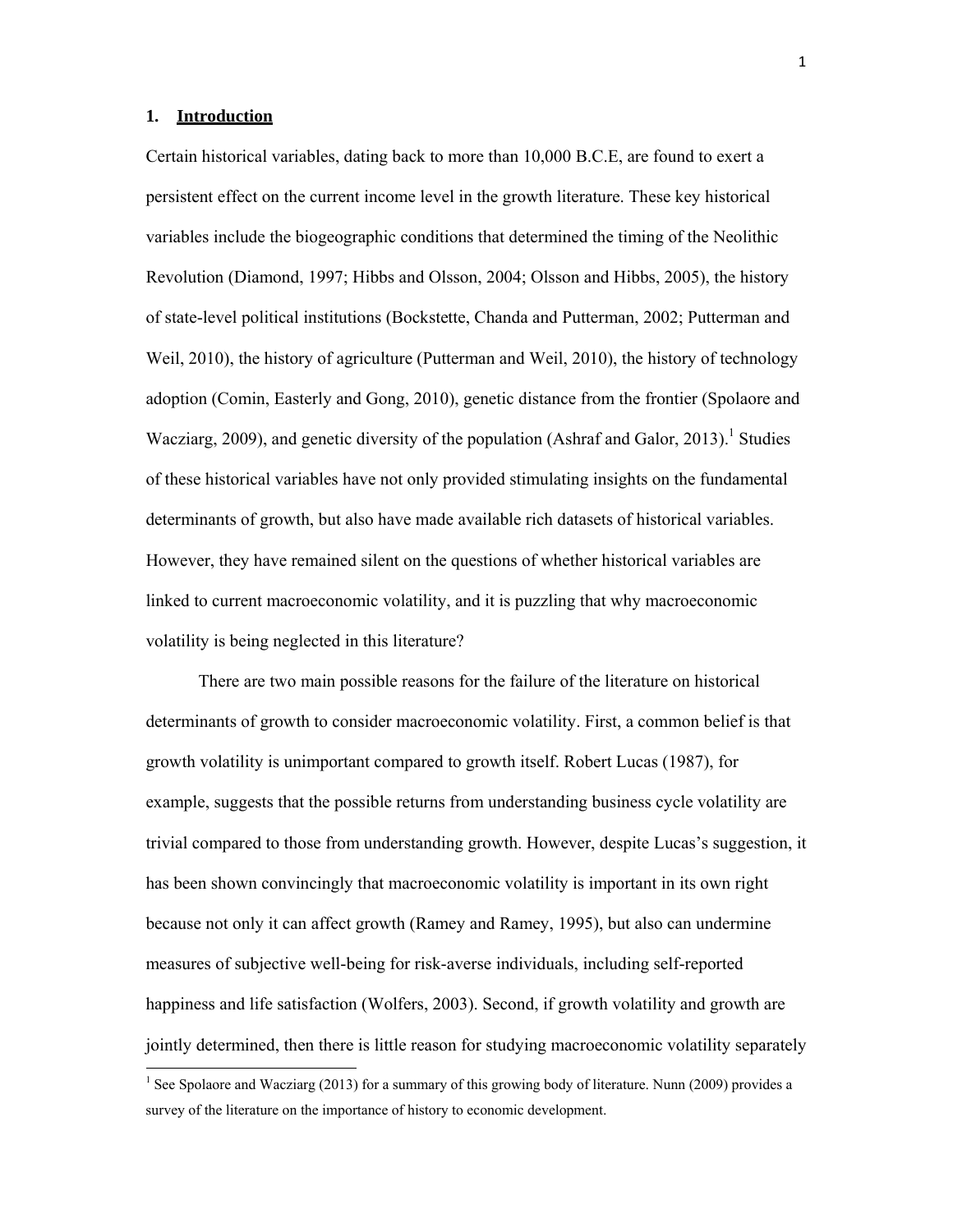## 1. Introduction

Certain historical variables, dating back to more than 10,000 B.C.E, are found to exert a persistent effect on the current income level in the growth literature. These key historical variables include the biogeographic conditions that determined the timing of the Neolithic Revolution (Diamond, 1997; Hibbs and Olsson, 2004; Olsson and Hibbs, 2005), the history of state-level political institutions (Bockstette, Chanda and Putterman, 2002; Putterman and Weil, 2010), the history of agriculture (Putterman and Weil, 2010), the history of technology adoption (Comin, Easterly and Gong, 2010), genetic distance from the frontier (Spolaore and Wacziarg, 2009), and genetic diversity of the population (Ashraf and Galor, 2013).[1] Studies of these historical variables have not only provided stimulating insights on the fundamental determinants of growth, but also have made available rich datasets of historical variables. However, they have remained silent on the questions of whether historical variables are linked to current macroeconomic volatility, and it is puzzling that why macroeconomic volatility is being neglected in this literature?

There are two main possible reasons for the failure of the literature on historical determinants of growth to consider macroeconomic volatility. First, a common belief is that growth volatility is unimportant compared to growth itself. Robert Lucas (1987), for example, suggests that the possible returns from understanding business cycle volatility are trivial compared to those from understanding growth. However, despite Lucas's suggestion, it has been shown convincingly that macroeconomic volatility is important in its own right because not only it can affect growth (Ramey and Ramey, 1995), but also can undermine measures of subjective well-being for risk-averse individuals, including self-reported happiness and life satisfaction (Wolfers, 2003). Second, if growth volatility and growth are jointly determined, then there is little reason for studying macroeconomic volatility separately

[1] See Spolaore and Wacziarg (2013) for a summary of this growing body of literature. Nunn (2009) provides a survey of the literature on the importance of history to economic development.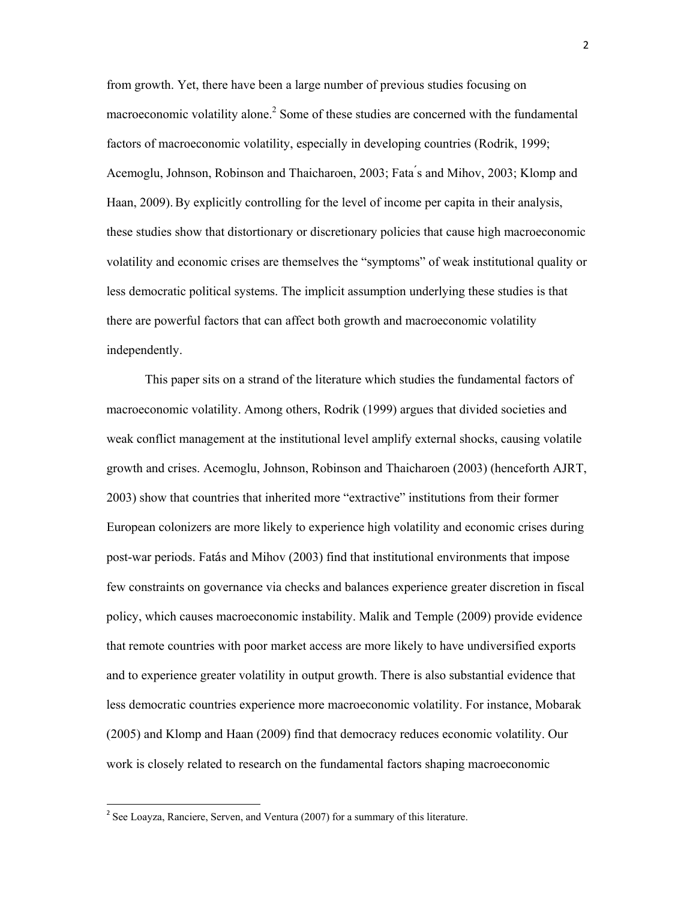from growth. Yet, there have been a large number of previous studies focusing on macroeconomic volatility alone.[2] Some of these studies are concerned with the fundamental factors of macroeconomic volatility, especially in developing countries (Rodrik, 1999; Acemoglu, Johnson, Robinson and Thaicharoen, 2003; Fatás and Mihov, 2003; Klomp and Haan, 2009). By explicitly controlling for the level of income per capita in their analysis, these studies show that distortionary or discretionary policies that cause high macroeconomic volatility and economic crises are themselves the "symptoms" of weak institutional quality or less democratic political systems. The implicit assumption underlying these studies is that there are powerful factors that can affect both growth and macroeconomic volatility independently.

This paper sits on a strand of the literature which studies the fundamental factors of macroeconomic volatility. Among others, Rodrik (1999) argues that divided societies and weak conflict management at the institutional level amplify external shocks, causing volatile growth and crises. Acemoglu, Johnson, Robinson and Thaicharoen (2003) (henceforth AJRT, 2003) show that countries that inherited more "extractive" institutions from their former European colonizers are more likely to experience high volatility and economic crises during post-war periods. Fatás and Mihov (2003) find that institutional environments that impose few constraints on governance via checks and balances experience greater discretion in fiscal policy, which causes macroeconomic instability. Malik and Temple (2009) provide evidence that remote countries with poor market access are more likely to have undiversified exports and to experience greater volatility in output growth. There is also substantial evidence that less democratic countries experience more macroeconomic volatility. For instance, Mobarak (2005) and Klomp and Haan (2009) find that democracy reduces economic volatility. Our work is closely related to research on the fundamental factors shaping macroeconomic

[2] See Loayza, Ranciere, Serven, and Ventura (2007) for a summary of this literature.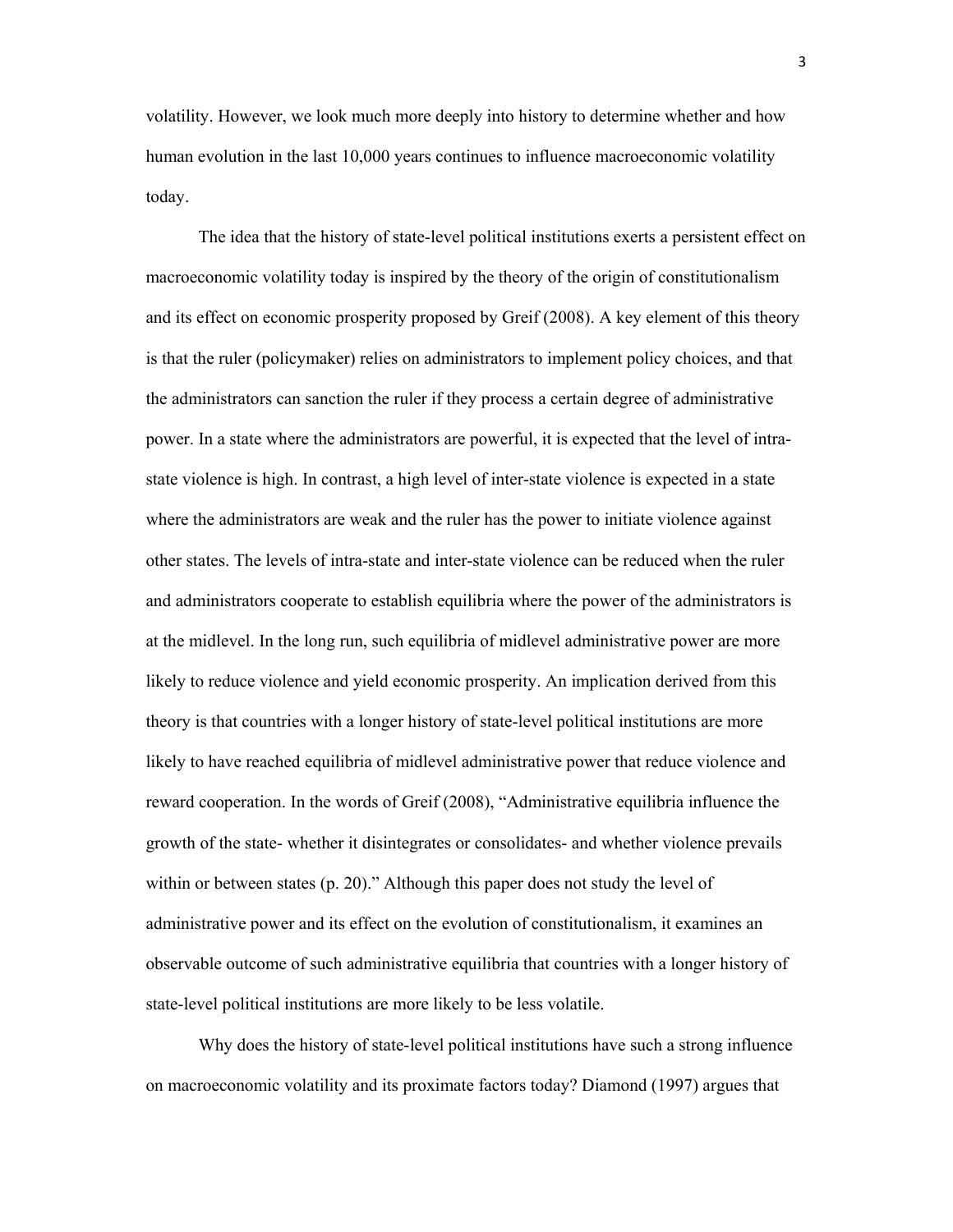volatility. However, we look much more deeply into history to determine whether and how human evolution in the last 10,000 years continues to influence macroeconomic volatility today.

The idea that the history of state-level political institutions exerts a persistent effect on macroeconomic volatility today is inspired by the theory of the origin of constitutionalism and its effect on economic prosperity proposed by Greif (2008). A key element of this theory is that the ruler (policymaker) relies on administrators to implement policy choices, and that the administrators can sanction the ruler if they process a certain degree of administrative power. In a state where the administrators are powerful, it is expected that the level of intra-state violence is high. In contrast, a high level of inter-state violence is expected in a state where the administrators are weak and the ruler has the power to initiate violence against other states. The levels of intra-state and inter-state violence can be reduced when the ruler and administrators cooperate to establish equilibria where the power of the administrators is at the midlevel. In the long run, such equilibria of midlevel administrative power are more likely to reduce violence and yield economic prosperity. An implication derived from this theory is that countries with a longer history of state-level political institutions are more likely to have reached equilibria of midlevel administrative power that reduce violence and reward cooperation. In the words of Greif (2008), "Administrative equilibria influence the growth of the state- whether it disintegrates or consolidates- and whether violence prevails within or between states (p. 20)." Although this paper does not study the level of administrative power and its effect on the evolution of constitutionalism, it examines an observable outcome of such administrative equilibria that countries with a longer history of state-level political institutions are more likely to be less volatile.

Why does the history of state-level political institutions have such a strong influence on macroeconomic volatility and its proximate factors today? Diamond (1997) argues that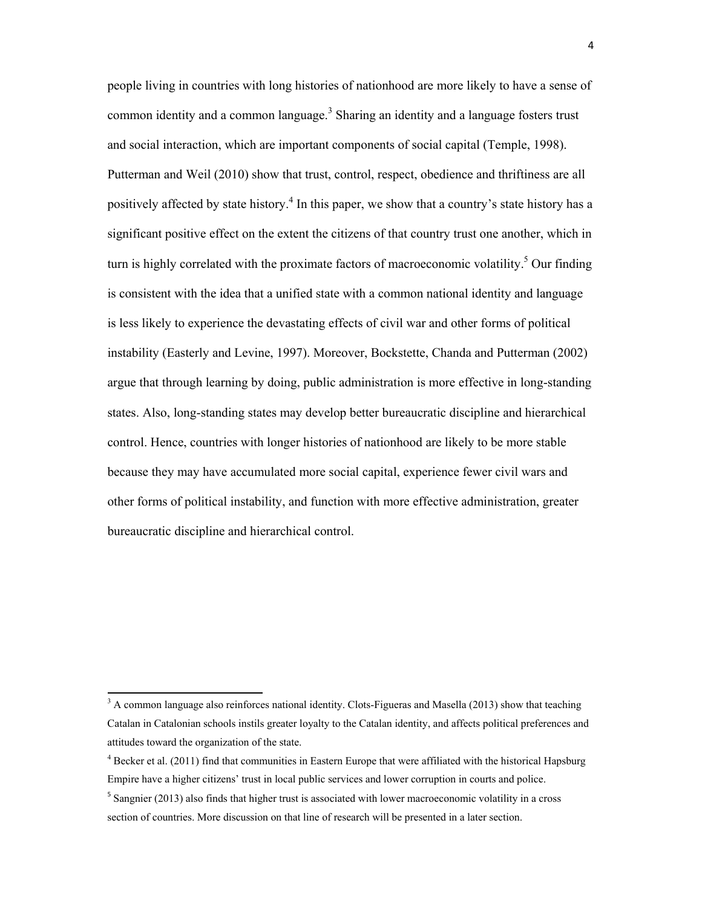people living in countries with long histories of nationhood are more likely to have a sense of common identity and a common language.[3] Sharing an identity and a language fosters trust and social interaction, which are important components of social capital (Temple, 1998). Putterman and Weil (2010) show that trust, control, respect, obedience and thriftiness are all positively affected by state history.[4] In this paper, we show that a country's state history has a significant positive effect on the extent the citizens of that country trust one another, which in turn is highly correlated with the proximate factors of macroeconomic volatility.[5] Our finding is consistent with the idea that a unified state with a common national identity and language is less likely to experience the devastating effects of civil war and other forms of political instability (Easterly and Levine, 1997). Moreover, Bockstette, Chanda and Putterman (2002) argue that through learning by doing, public administration is more effective in long-standing states. Also, long-standing states may develop better bureaucratic discipline and hierarchical control. Hence, countries with longer histories of nationhood are likely to be more stable because they may have accumulated more social capital, experience fewer civil wars and other forms of political instability, and function with more effective administration, greater bureaucratic discipline and hierarchical control.

---

[3] A common language also reinforces national identity. Clots-Figueras and Masella (2013) show that teaching Catalan in Catalonian schools instils greater loyalty to the Catalan identity, and affects political preferences and attitudes toward the organization of the state.

[4] Becker et al. (2011) find that communities in Eastern Europe that were affiliated with the historical Hapsburg Empire have a higher citizens' trust in local public services and lower corruption in courts and police.

[5] Sangnier (2013) also finds that higher trust is associated with lower macroeconomic volatility in a cross section of countries. More discussion on that line of research will be presented in a later section.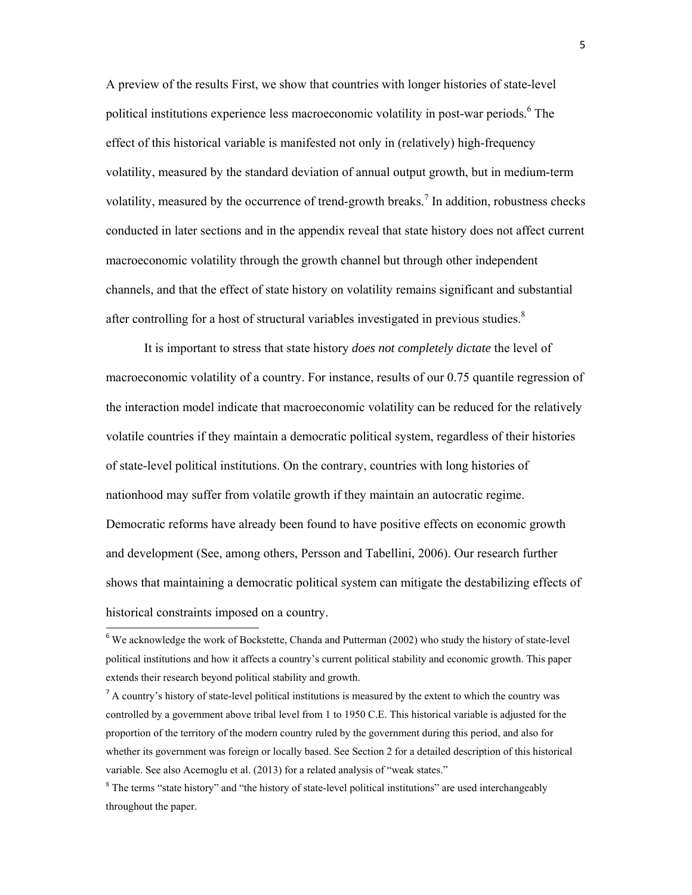A preview of the results First, we show that countries with longer histories of state-level political institutions experience less macroeconomic volatility in post-war periods.[6] The effect of this historical variable is manifested not only in (relatively) high-frequency volatility, measured by the standard deviation of annual output growth, but in medium-term volatility, measured by the occurrence of trend-growth breaks.[7] In addition, robustness checks conducted in later sections and in the appendix reveal that state history does not affect current macroeconomic volatility through the growth channel but through other independent channels, and that the effect of state history on volatility remains significant and substantial after controlling for a host of structural variables investigated in previous studies.[8]

It is important to stress that state history *does not completely dictate* the level of macroeconomic volatility of a country. For instance, results of our 0.75 quantile regression of the interaction model indicate that macroeconomic volatility can be reduced for the relatively volatile countries if they maintain a democratic political system, regardless of their histories of state-level political institutions. On the contrary, countries with long histories of nationhood may suffer from volatile growth if they maintain an autocratic regime. Democratic reforms have already been found to have positive effects on economic growth and development (See, among others, Persson and Tabellini, 2006). Our research further shows that maintaining a democratic political system can mitigate the destabilizing effects of historical constraints imposed on a country.

[6] We acknowledge the work of Bockstette, Chanda and Putterman (2002) who study the history of state-level political institutions and how it affects a country's current political stability and economic growth. This paper extends their research beyond political stability and growth.

[7] A country's history of state-level political institutions is measured by the extent to which the country was controlled by a government above tribal level from 1 to 1950 C.E. This historical variable is adjusted for the proportion of the territory of the modern country ruled by the government during this period, and also for whether its government was foreign or locally based. See Section 2 for a detailed description of this historical variable. See also Acemoglu et al. (2013) for a related analysis of "weak states."

[8] The terms "state history" and "the history of state-level political institutions" are used interchangeably throughout the paper.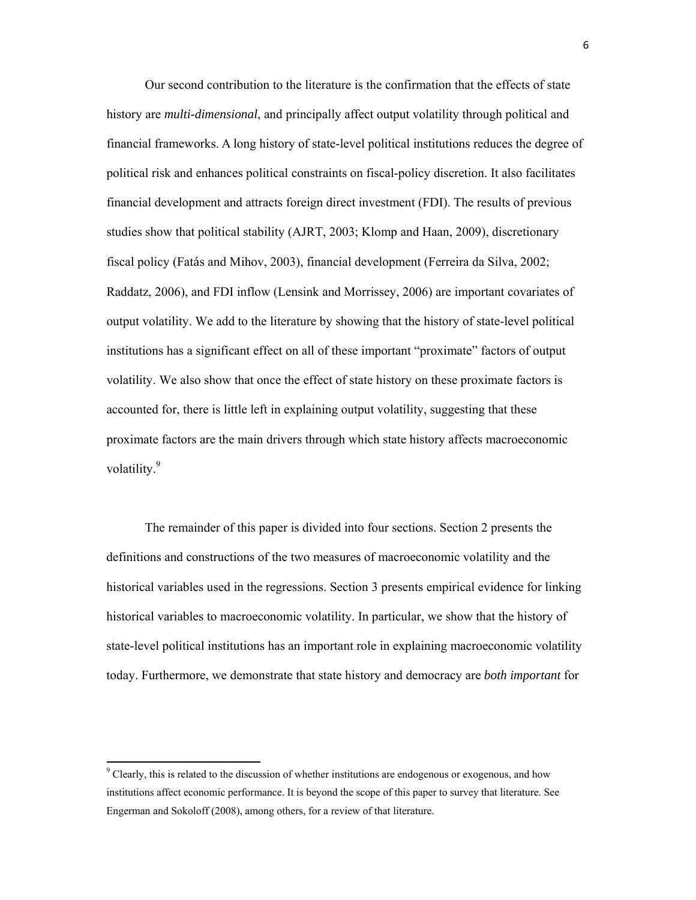Our second contribution to the literature is the confirmation that the effects of state history are *multi-dimensional*, and principally affect output volatility through political and financial frameworks. A long history of state-level political institutions reduces the degree of political risk and enhances political constraints on fiscal-policy discretion. It also facilitates financial development and attracts foreign direct investment (FDI). The results of previous studies show that political stability (AJRT, 2003; Klomp and Haan, 2009), discretionary fiscal policy (Fatás and Mihov, 2003), financial development (Ferreira da Silva, 2002; Raddatz, 2006), and FDI inflow (Lensink and Morrissey, 2006) are important covariates of output volatility. We add to the literature by showing that the history of state-level political institutions has a significant effect on all of these important "proximate" factors of output volatility. We also show that once the effect of state history on these proximate factors is accounted for, there is little left in explaining output volatility, suggesting that these proximate factors are the main drivers through which state history affects macroeconomic volatility.[9]

The remainder of this paper is divided into four sections. Section 2 presents the definitions and constructions of the two measures of macroeconomic volatility and the historical variables used in the regressions. Section 3 presents empirical evidence for linking historical variables to macroeconomic volatility. In particular, we show that the history of state-level political institutions has an important role in explaining macroeconomic volatility today. Furthermore, we demonstrate that state history and democracy are *both important* for

[9] Clearly, this is related to the discussion of whether institutions are endogenous or exogenous, and how institutions affect economic performance. It is beyond the scope of this paper to survey that literature. See Engerman and Sokoloff (2008), among others, for a review of that literature.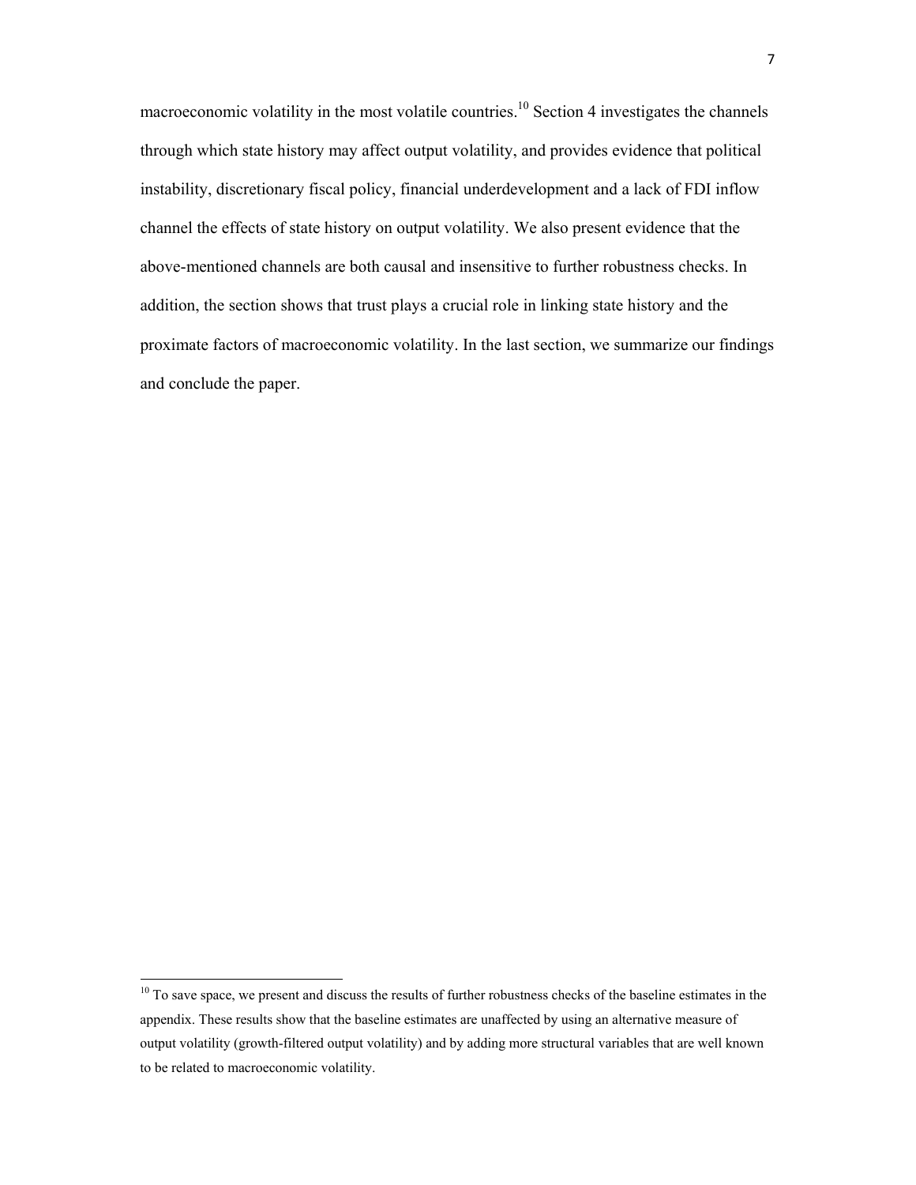macroeconomic volatility in the most volatile countries.[10] Section 4 investigates the channels through which state history may affect output volatility, and provides evidence that political instability, discretionary fiscal policy, financial underdevelopment and a lack of FDI inflow channel the effects of state history on output volatility. We also present evidence that the above-mentioned channels are both causal and insensitive to further robustness checks. In addition, the section shows that trust plays a crucial role in linking state history and the proximate factors of macroeconomic volatility. In the last section, we summarize our findings and conclude the paper.

[10] To save space, we present and discuss the results of further robustness checks of the baseline estimates in the appendix. These results show that the baseline estimates are unaffected by using an alternative measure of output volatility (growth-filtered output volatility) and by adding more structural variables that are well known to be related to macroeconomic volatility.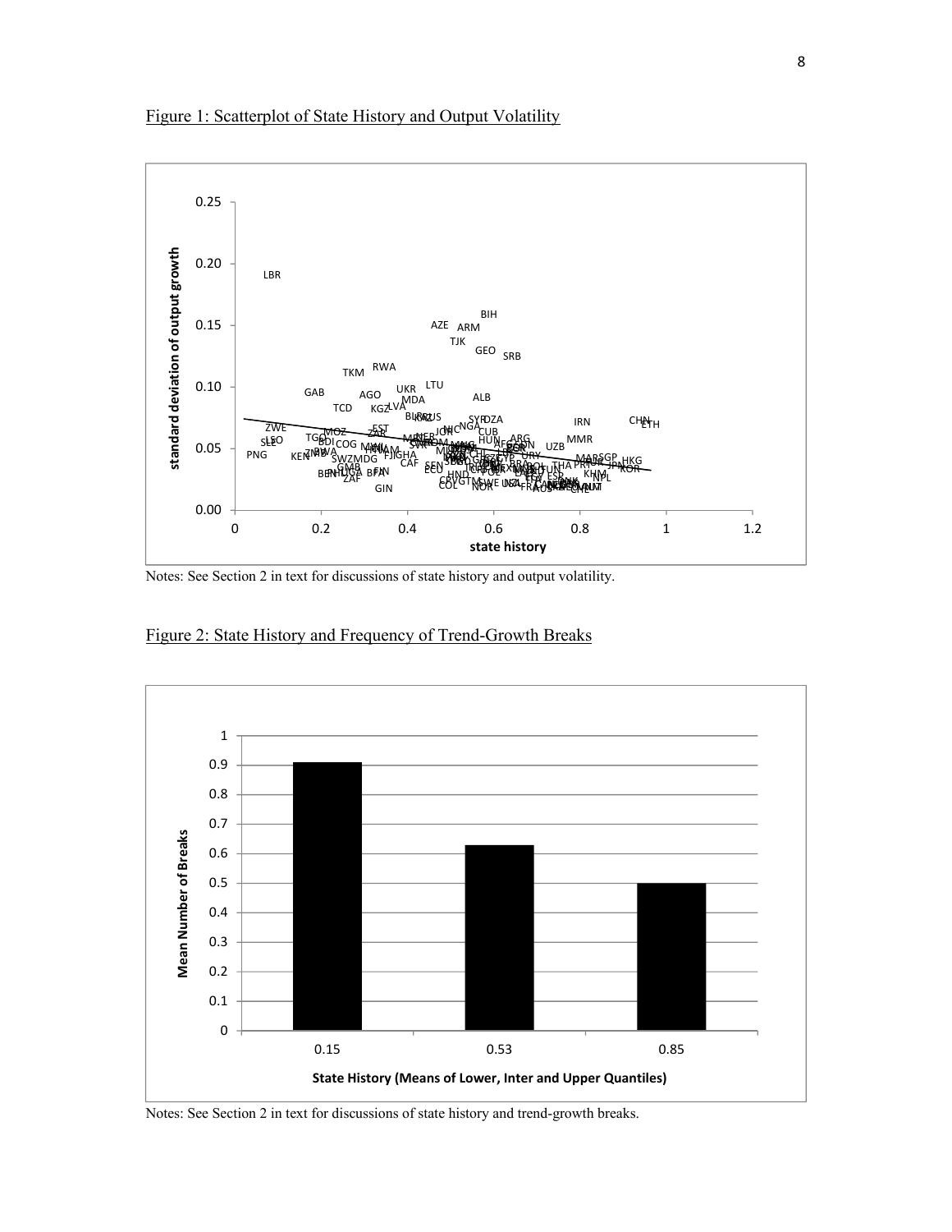Figure 1: Scatterplot of State History and Output Volatility

Notes: See Section 2 in text for discussions of state history and output volatility.

Figure 2: State History and Frequency of Trend-Growth Breaks

Notes: See Section 2 in text for discussions of state history and trend-growth breaks.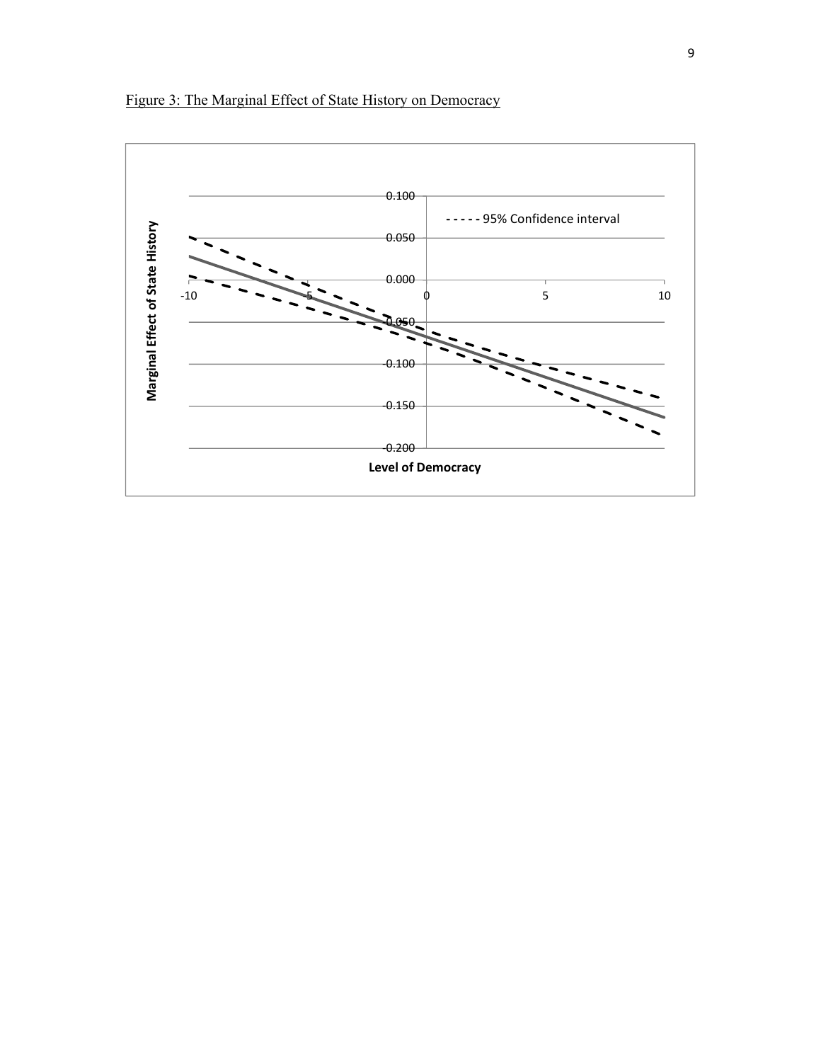Figure 3: The Marginal Effect of State History on Democracy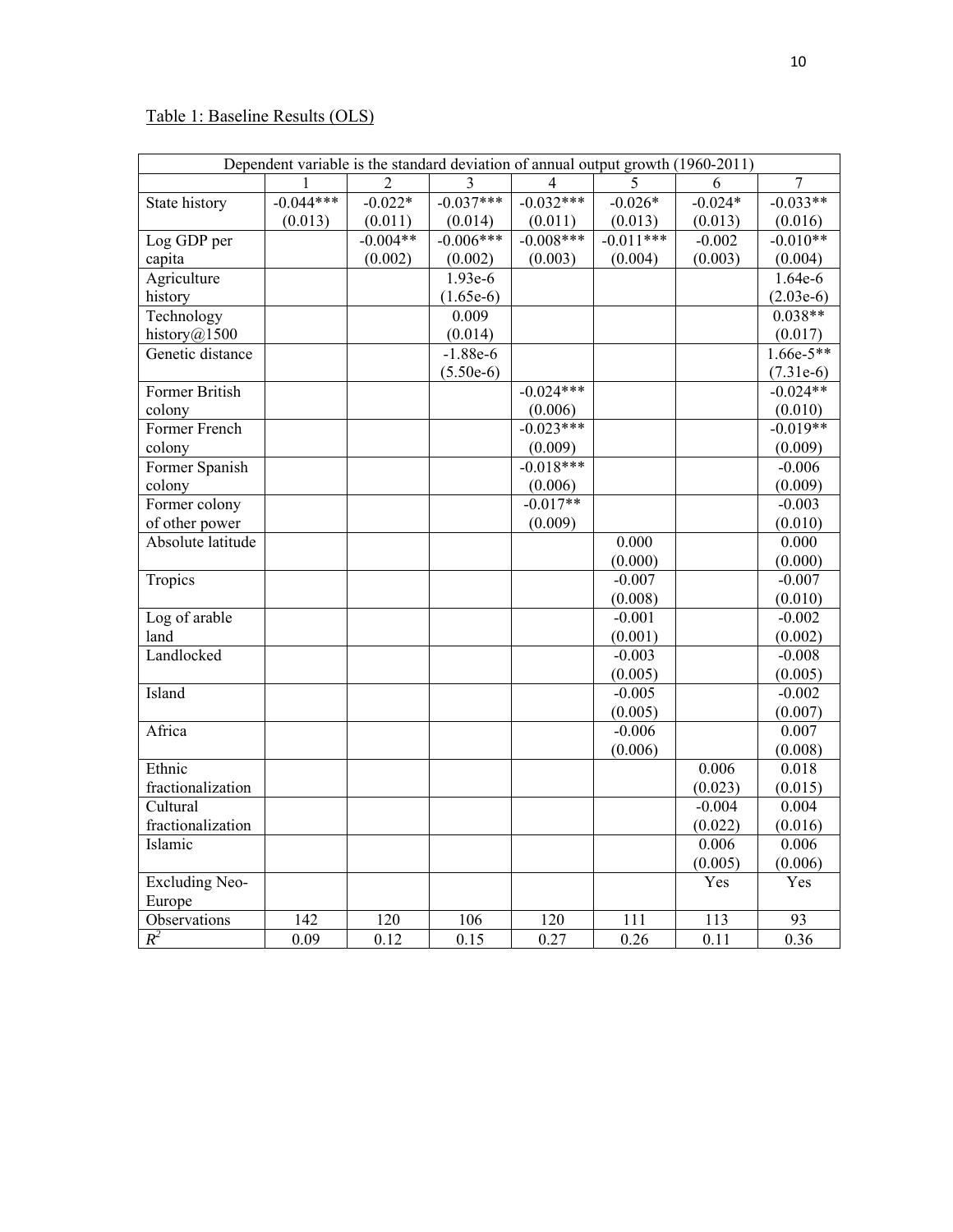Table 1: Baseline Results (OLS)

| Dependent variable is the standard deviation of annual output growth (1960-2011) | | | | | | | |
|---|---|---|---|---|---|---|---|
| | 1 | 2 | 3 | 4 | 5 | 6 | 7 |
| State history | -0.044*** (0.013) | -0.022* (0.011) | -0.037*** (0.014) | -0.032*** (0.011) | -0.026* (0.013) | -0.024* (0.013) | -0.033** (0.016) |
| Log GDP per capita | | -0.004** (0.002) | -0.006*** (0.002) | -0.008*** (0.003) | -0.011*** (0.004) | -0.002 (0.003) | -0.010** (0.004) |
| Agriculture history | | | 1.93e-6 (1.65e-6) | | | | 1.64e-6 (2.03e-6) |
| Technology history@1500 | | | 0.009 (0.014) | | | | 0.038** (0.017) |
| Genetic distance | | | -1.88e-6 (5.50e-6) | | | | 1.66e-5** (7.31e-6) |
| Former British colony | | | | -0.024*** (0.006) | | | -0.024** (0.010) |
| Former French colony | | | | -0.023*** (0.009) | | | -0.019** (0.009) |
| Former Spanish colony | | | | -0.018*** (0.006) | | | -0.006 (0.009) |
| Former colony of other power | | | | -0.017** (0.009) | | | -0.003 (0.010) |
| Absolute latitude | | | | | 0.000 (0.000) | | 0.000 (0.000) |
| Tropics | | | | | -0.007 (0.008) | | -0.007 (0.010) |
| Log of arable land | | | | | -0.001 (0.001) | | -0.002 (0.002) |
| Landlocked | | | | | -0.003 (0.005) | | -0.008 (0.005) |
| Island | | | | | -0.005 (0.005) | | -0.002 (0.007) |
| Africa | | | | | -0.006 (0.006) | | 0.007 (0.008) |
| Ethnic fractionalization | | | | | | 0.006 (0.023) | 0.018 (0.015) |
| Cultural fractionalization | | | | | | -0.004 (0.022) | 0.004 (0.016) |
| Islamic | | | | | | 0.006 (0.005) | 0.006 (0.006) |
| Excluding Neo-Europe | | | | | | Yes | Yes |
| Observations | 142 | 120 | 106 | 120 | 111 | 113 | 93 |
| $R^2$ | 0.09 | 0.12 | 0.15 | 0.27 | 0.26 | 0.11 | 0.36 |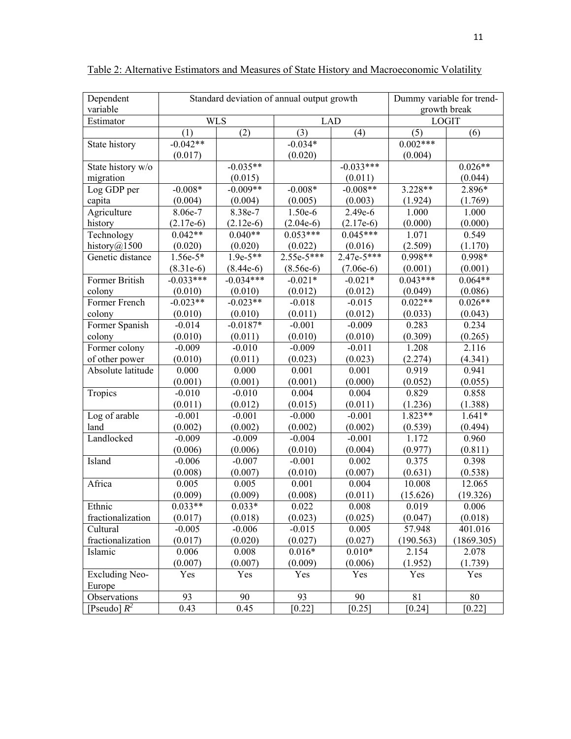Table 2: Alternative Estimators and Measures of State History and Macroeconomic Volatility

| Dependent variable | Standard deviation of annual output growth | | | | Dummy variable for trend-growth break | |
|---|---|---|---|---|---|---|
| Estimator | WLS | | LAD | | LOGIT | |
| | (1) | (2) | (3) | (4) | (5) | (6) |
| State history | -0.042** | | -0.034* | | 0.002*** | |
| | (0.017) | | (0.020) | | (0.004) | |
| State history w/o migration | | -0.035** | | -0.033*** | | 0.026** |
| | | (0.015) | | (0.011) | | (0.044) |
| Log GDP per capita | -0.008* | -0.009** | -0.008* | -0.008** | 3.228** | 2.896* |
| | (0.004) | (0.004) | (0.005) | (0.003) | (1.924) | (1.769) |
| Agriculture history | 8.06e-7 | 8.38e-7 | 1.50e-6 | 2.49e-6 | 1.000 | 1.000 |
| | (2.17e-6) | (2.12e-6) | (2.04e-6) | (2.17e-6) | (0.000) | (0.000) |
| Technology history@1500 | 0.042** | 0.040** | 0.053*** | 0.045*** | 1.071 | 0.549 |
| | (0.020) | (0.020) | (0.022) | (0.016) | (2.509) | (1.170) |
| Genetic distance | 1.56e-5* | 1.9e-5** | 2.55e-5*** | 2.47e-5*** | 0.998** | 0.998* |
| | (8.31e-6) | (8.44e-6) | (8.56e-6) | (7.06e-6) | (0.001) | (0.001) |
| Former British colony | -0.033*** | -0.034*** | -0.021* | -0.021* | 0.043*** | 0.064** |
| | (0.010) | (0.010) | (0.012) | (0.012) | (0.049) | (0.086) |
| Former French colony | -0.023** | -0.023** | -0.018 | -0.015 | 0.022** | 0.026** |
| | (0.010) | (0.010) | (0.011) | (0.012) | (0.033) | (0.043) |
| Former Spanish colony | -0.014 | -0.0187* | -0.001 | -0.009 | 0.283 | 0.234 |
| | (0.010) | (0.011) | (0.010) | (0.010) | (0.309) | (0.265) |
| Former colony of other power | -0.009 | -0.010 | -0.009 | -0.011 | 1.208 | 2.116 |
| | (0.010) | (0.011) | (0.023) | (0.023) | (2.274) | (4.341) |
| Absolute latitude | 0.000 | 0.000 | 0.001 | 0.001 | 0.919 | 0.941 |
| | (0.001) | (0.001) | (0.001) | (0.000) | (0.052) | (0.055) |
| Tropics | -0.010 | -0.010 | 0.004 | 0.004 | 0.829 | 0.858 |
| | (0.011) | (0.012) | (0.015) | (0.011) | (1.236) | (1.388) |
| Log of arable land | -0.001 | -0.001 | -0.000 | -0.001 | 1.823** | 1.641* |
| | (0.002) | (0.002) | (0.002) | (0.002) | (0.539) | (0.494) |
| Landlocked | -0.009 | -0.009 | -0.004 | -0.001 | 1.172 | 0.960 |
| | (0.006) | (0.006) | (0.010) | (0.004) | (0.977) | (0.811) |
| Island | -0.006 | -0.007 | -0.001 | 0.002 | 0.375 | 0.398 |
| | (0.008) | (0.007) | (0.010) | (0.007) | (0.631) | (0.538) |
| Africa | 0.005 | 0.005 | 0.001 | 0.004 | 10.008 | 12.065 |
| | (0.009) | (0.009) | (0.008) | (0.011) | (15.626) | (19.326) |
| Ethnic fractionalization | 0.033** | 0.033* | 0.022 | 0.008 | 0.019 | 0.006 |
| | (0.017) | (0.018) | (0.023) | (0.025) | (0.047) | (0.018) |
| Cultural fractionalization | -0.005 | -0.006 | -0.015 | 0.005 | 57.948 | 401.016 |
| | (0.017) | (0.020) | (0.027) | (0.027) | (190.563) | (1869.305) |
| Islamic | 0.006 | 0.008 | 0.016* | 0.010* | 2.154 | 2.078 |
| | (0.007) | (0.007) | (0.009) | (0.006) | (1.952) | (1.739) |
| Excluding Neo-Europe | Yes | Yes | Yes | Yes | Yes | Yes |
| Observations | 93 | 90 | 93 | 90 | 81 | 80 |
| [Pseudo] $R^2$ | 0.43 | 0.45 | [0.22] | [0.25] | [0.24] | [0.22] |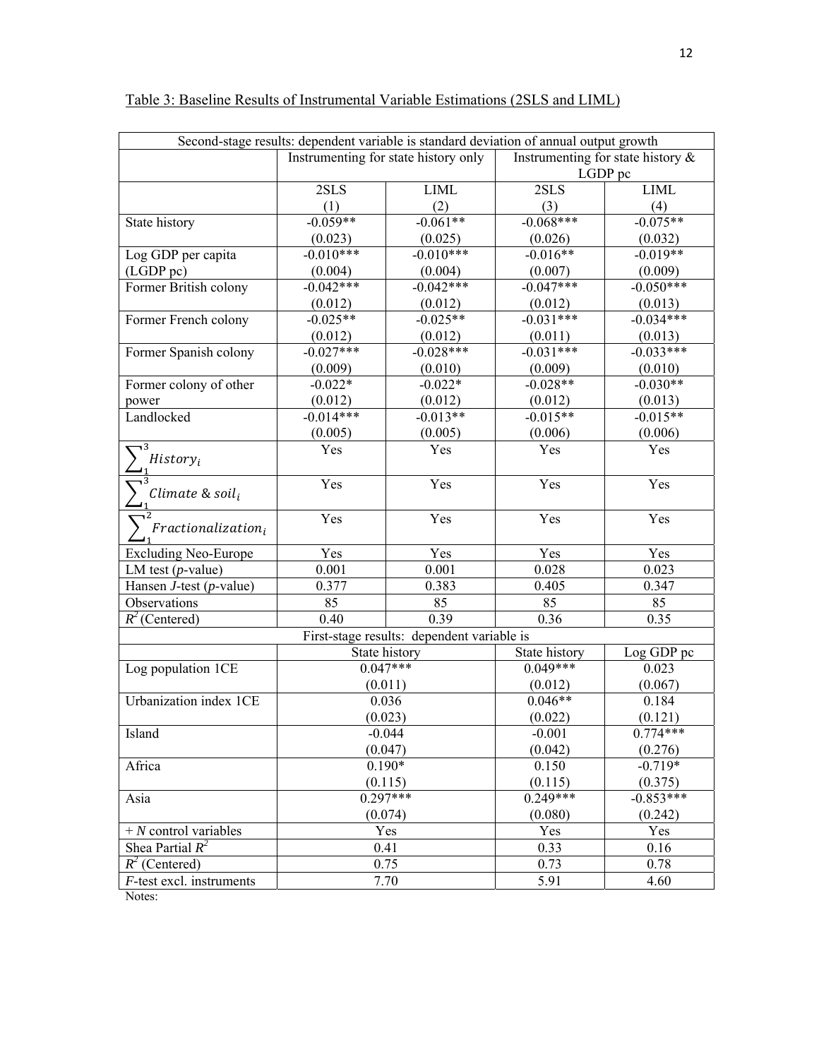Table 3: Baseline Results of Instrumental Variable Estimations (2SLS and LIML)

| Second-stage results: dependent variable is standard deviation of annual output growth | | | | |
|---|---|---|---|---|
| | Instrumenting for state history only | | Instrumenting for state history & LGDP pc | |
| | 2SLS (1) | LIML (2) | 2SLS (3) | LIML (4) |
| State history | -0.059** (0.023) | -0.061** (0.025) | -0.068*** (0.026) | -0.075** (0.032) |
| Log GDP per capita (LGDP pc) | -0.010*** (0.004) | -0.010*** (0.004) | -0.016** (0.007) | -0.019** (0.009) |
| Former British colony | -0.042*** (0.012) | -0.042*** (0.012) | -0.047*** (0.012) | -0.050*** (0.013) |
| Former French colony | -0.025** (0.012) | -0.025** (0.012) | -0.031*** (0.011) | -0.034*** (0.013) |
| Former Spanish colony | -0.027*** (0.009) | -0.028*** (0.010) | -0.031*** (0.009) | -0.033*** (0.010) |
| Former colony of other power | -0.022* (0.012) | -0.022* (0.012) | -0.028** (0.012) | -0.030** (0.013) |
| Landlocked | -0.014*** (0.005) | -0.013** (0.005) | -0.015** (0.006) | -0.015** (0.006) |
| $\sum_{1}^{3} History_i$ | Yes | Yes | Yes | Yes |
| $\sum_{1}^{3} Climate \,\&\, soil_i$ | Yes | Yes | Yes | Yes |
| $\sum_{1}^{2} Fractionalization_i$ | Yes | Yes | Yes | Yes |
| Excluding Neo-Europe | Yes | Yes | Yes | Yes |
| LM test (*p*-value) | 0.001 | 0.001 | 0.028 | 0.023 |
| Hansen *J*-test (*p*-value) | 0.377 | 0.383 | 0.405 | 0.347 |
| Observations | 85 | 85 | 85 | 85 |
| $R^2$ (Centered) | 0.40 | 0.39 | 0.36 | 0.35 |
| First-stage results: dependent variable is | | | | |
| | State history | | State history | Log GDP pc |
| Log population 1CE | 0.047*** (0.011) | | 0.049*** (0.012) | 0.023 (0.067) |
| Urbanization index 1CE | 0.036 (0.023) | | 0.046** (0.022) | 0.184 (0.121) |
| Island | -0.044 (0.047) | | -0.001 (0.042) | 0.774*** (0.276) |
| Africa | 0.190* (0.115) | | 0.150 (0.115) | -0.719* (0.375) |
| Asia | 0.297*** (0.074) | | 0.249*** (0.080) | -0.853*** (0.242) |
| + *N* control variables | Yes | | Yes | Yes |
| Shea Partial $R^2$ | 0.41 | | 0.33 | 0.16 |
| $R^2$ (Centered) | 0.75 | | 0.73 | 0.78 |
| *F*-test excl. instruments | 7.70 | | 5.91 | 4.60 |

Notes: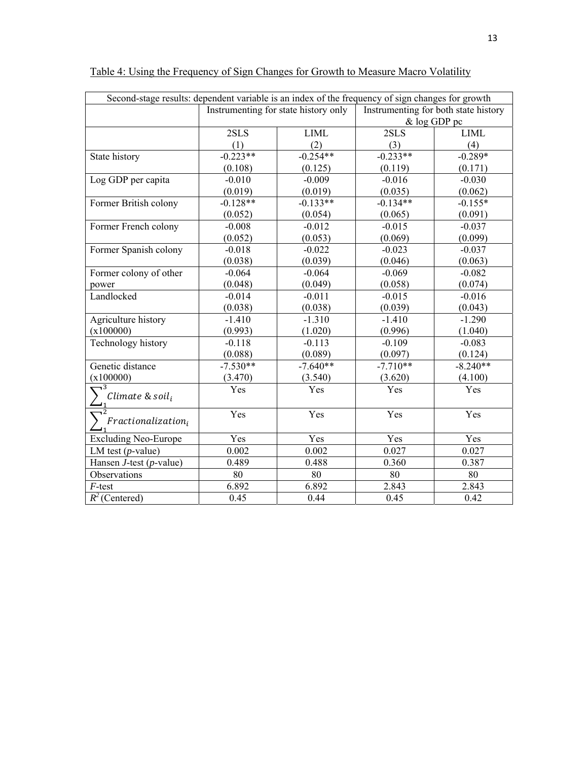Table 4: Using the Frequency of Sign Changes for Growth to Measure Macro Volatility

| Second-stage results: dependent variable is an index of the frequency of sign changes for growth | | | | |
|---|---|---|---|---|
| | Instrumenting for state history only | | Instrumenting for both state history & log GDP pc | |
| | 2SLS (1) | LIML (2) | 2SLS (3) | LIML (4) |
| State history | -0.223** (0.108) | -0.254** (0.125) | -0.233** (0.119) | -0.289* (0.171) |
| Log GDP per capita | -0.010 (0.019) | -0.009 (0.019) | -0.016 (0.035) | -0.030 (0.062) |
| Former British colony | -0.128** (0.052) | -0.133** (0.054) | -0.134** (0.065) | -0.155* (0.091) |
| Former French colony | -0.008 (0.052) | -0.012 (0.053) | -0.015 (0.069) | -0.037 (0.099) |
| Former Spanish colony | -0.018 (0.038) | -0.022 (0.039) | -0.023 (0.046) | -0.037 (0.063) |
| Former colony of other power | -0.064 (0.048) | -0.064 (0.049) | -0.069 (0.058) | -0.082 (0.074) |
| Landlocked | -0.014 (0.038) | -0.011 (0.038) | -0.015 (0.039) | -0.016 (0.043) |
| Agriculture history (x100000) | -1.410 (0.993) | -1.310 (1.020) | -1.410 (0.996) | -1.290 (1.040) |
| Technology history | -0.118 (0.088) | -0.113 (0.089) | -0.109 (0.097) | -0.083 (0.124) |
| Genetic distance (x100000) | -7.530** (3.470) | -7.640** (3.540) | -7.710** (3.620) | -8.240** (4.100) |
| $\sum_{1}^{3} Climate\ \&\ soil_i$ | Yes | Yes | Yes | Yes |
| $\sum_{1}^{2} Fractionalization_i$ | Yes | Yes | Yes | Yes |
| Excluding Neo-Europe | Yes | Yes | Yes | Yes |
| LM test (*p*-value) | 0.002 | 0.002 | 0.027 | 0.027 |
| Hansen *J*-test (*p*-value) | 0.489 | 0.488 | 0.360 | 0.387 |
| Observations | 80 | 80 | 80 | 80 |
| *F*-test | 6.892 | 6.892 | 2.843 | 2.843 |
| $R^2$ (Centered) | 0.45 | 0.44 | 0.45 | 0.42 |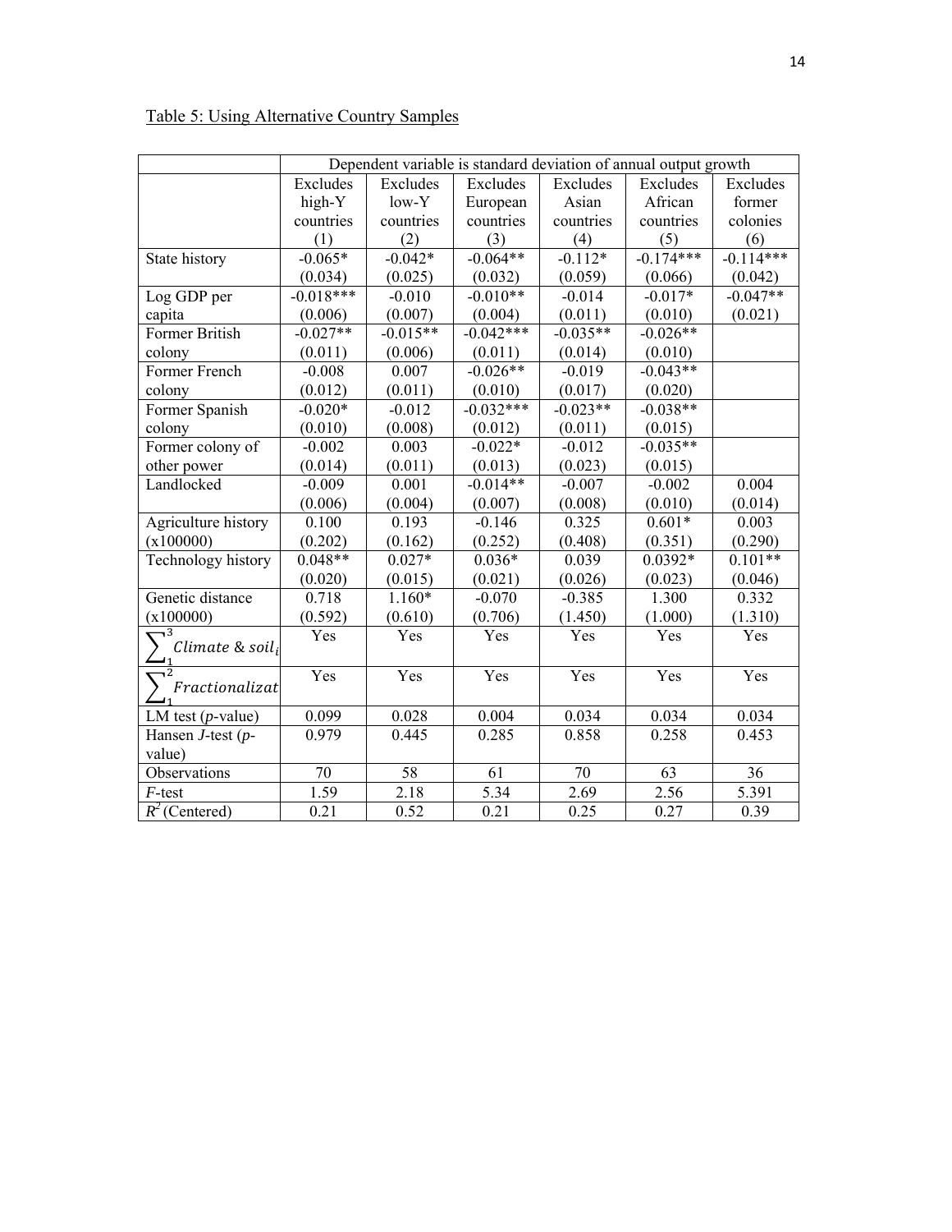Table 5: Using Alternative Country Samples

| | Dependent variable is standard deviation of annual output growth | | | | | |
|---|---|---|---|---|---|---|
| | Excludes high-Y countries (1) | Excludes low-Y countries (2) | Excludes European countries (3) | Excludes Asian countries (4) | Excludes African countries (5) | Excludes former colonies (6) |
| State history | -0.065* (0.034) | -0.042* (0.025) | -0.064** (0.032) | -0.112* (0.059) | -0.174*** (0.066) | -0.114*** (0.042) |
| Log GDP per capita | -0.018*** (0.006) | -0.010 (0.007) | -0.010** (0.004) | -0.014 (0.011) | -0.017* (0.010) | -0.047** (0.021) |
| Former British colony | -0.027** (0.011) | -0.015** (0.006) | -0.042*** (0.011) | -0.035** (0.014) | -0.026** (0.010) | |
| Former French colony | -0.008 (0.012) | 0.007 (0.011) | -0.026** (0.010) | -0.019 (0.017) | -0.043** (0.020) | |
| Former Spanish colony | -0.020* (0.010) | -0.012 (0.008) | -0.032*** (0.012) | -0.023** (0.011) | -0.038** (0.015) | |
| Former colony of other power | -0.002 (0.014) | 0.003 (0.011) | -0.022* (0.013) | -0.012 (0.023) | -0.035** (0.015) | |
| Landlocked | -0.009 (0.006) | 0.001 (0.004) | -0.014** (0.007) | -0.007 (0.008) | -0.002 (0.010) | 0.004 (0.014) |
| Agriculture history (x100000) | 0.100 (0.202) | 0.193 (0.162) | -0.146 (0.252) | 0.325 (0.408) | 0.601* (0.351) | 0.003 (0.290) |
| Technology history | 0.048** (0.020) | 0.027* (0.015) | 0.036* (0.021) | 0.039 (0.026) | 0.0392* (0.023) | 0.101** (0.046) |
| Genetic distance (x100000) | 0.718 (0.592) | 1.160* (0.610) | -0.070 (0.706) | -0.385 (1.450) | 1.300 (1.000) | 0.332 (1.310) |
| $\sum_{1}^{3} Climate\ \&\ soil_i$ | Yes | Yes | Yes | Yes | Yes | Yes |
| $\sum_{1}^{2} Fractionalizat$ | Yes | Yes | Yes | Yes | Yes | Yes |
| LM test ($p$-value) | 0.099 | 0.028 | 0.004 | 0.034 | 0.034 | 0.034 |
| Hansen $J$-test ($p$-value) | 0.979 | 0.445 | 0.285 | 0.858 | 0.258 | 0.453 |
| Observations | 70 | 58 | 61 | 70 | 63 | 36 |
| $F$-test | 1.59 | 2.18 | 5.34 | 2.69 | 2.56 | 5.391 |
| $R^2$ (Centered) | 0.21 | 0.52 | 0.21 | 0.25 | 0.27 | 0.39 |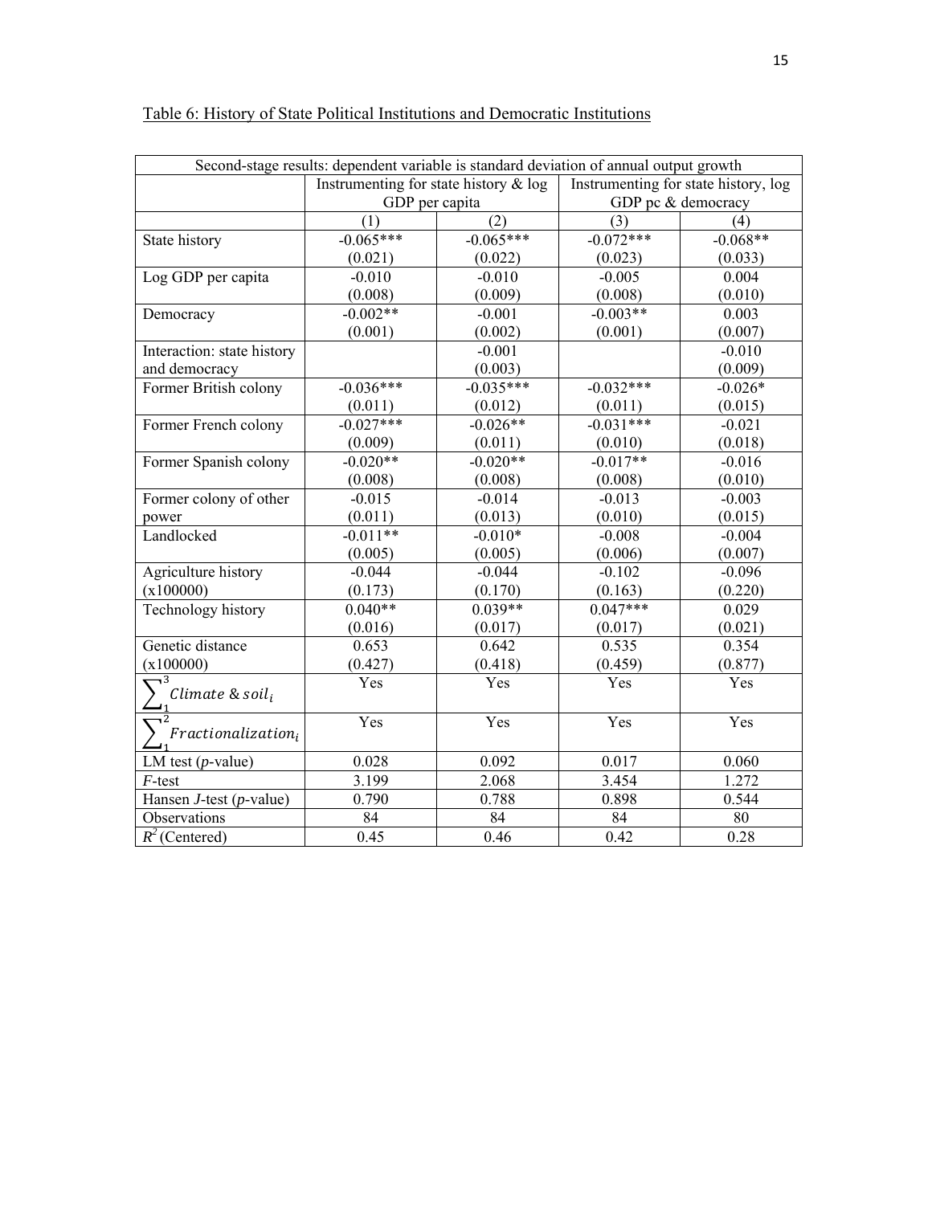Table 6: History of State Political Institutions and Democratic Institutions

| Second-stage results: dependent variable is standard deviation of annual output growth | | | | |
|---|---|---|---|---|
| | Instrumenting for state history & log GDP per capita | | Instrumenting for state history, log GDP pc & democracy | |
| | (1) | (2) | (3) | (4) |
| State history | -0.065*** | -0.065*** | -0.072*** | -0.068** |
| | (0.021) | (0.022) | (0.023) | (0.033) |
| Log GDP per capita | -0.010 | -0.010 | -0.005 | 0.004 |
| | (0.008) | (0.009) | (0.008) | (0.010) |
| Democracy | -0.002** | -0.001 | -0.003** | 0.003 |
| | (0.001) | (0.002) | (0.001) | (0.007) |
| Interaction: state history and democracy | | -0.001 | | -0.010 |
| | | (0.003) | | (0.009) |
| Former British colony | -0.036*** | -0.035*** | -0.032*** | -0.026* |
| | (0.011) | (0.012) | (0.011) | (0.015) |
| Former French colony | -0.027*** | -0.026** | -0.031*** | -0.021 |
| | (0.009) | (0.011) | (0.010) | (0.018) |
| Former Spanish colony | -0.020** | -0.020** | -0.017** | -0.016 |
| | (0.008) | (0.008) | (0.008) | (0.010) |
| Former colony of other power | -0.015 | -0.014 | -0.013 | -0.003 |
| | (0.011) | (0.013) | (0.010) | (0.015) |
| Landlocked | -0.011** | -0.010* | -0.008 | -0.004 |
| | (0.005) | (0.005) | (0.006) | (0.007) |
| Agriculture history (x100000) | -0.044 | -0.044 | -0.102 | -0.096 |
| | (0.173) | (0.170) | (0.163) | (0.220) |
| Technology history | 0.040** | 0.039** | 0.047*** | 0.029 |
| | (0.016) | (0.017) | (0.017) | (0.021) |
| Genetic distance (x100000) | 0.653 | 0.642 | 0.535 | 0.354 |
| | (0.427) | (0.418) | (0.459) | (0.877) |
| $\sum_{1}^{3} Climate \,\&\, soil_i$ | Yes | Yes | Yes | Yes |
| $\sum_{1}^{2} Fractionalization_i$ | Yes | Yes | Yes | Yes |
| LM test (*p*-value) | 0.028 | 0.092 | 0.017 | 0.060 |
| *F*-test | 3.199 | 2.068 | 3.454 | 1.272 |
| Hansen *J*-test (*p*-value) | 0.790 | 0.788 | 0.898 | 0.544 |
| Observations | 84 | 84 | 84 | 80 |
| $R^2$ (Centered) | 0.45 | 0.46 | 0.42 | 0.28 |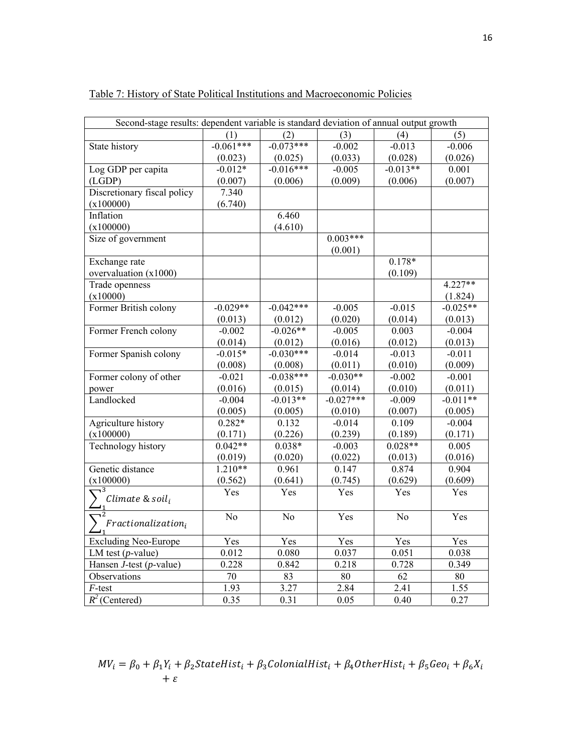Table 7: History of State Political Institutions and Macroeconomic Policies

| Second-stage results: dependent variable is standard deviation of annual output growth | | | | | |
|---|---|---|---|---|---|
| | (1) | (2) | (3) | (4) | (5) |
| State history | -0.061*** | -0.073*** | -0.002 | -0.013 | -0.006 |
| | (0.023) | (0.025) | (0.033) | (0.028) | (0.026) |
| Log GDP per capita (LGDP) | -0.012* | -0.016*** | -0.005 | -0.013** | 0.001 |
| | (0.007) | (0.006) | (0.009) | (0.006) | (0.007) |
| Discretionary fiscal policy (x100000) | 7.340 | | | | |
| | (6.740) | | | | |
| Inflation (x100000) | | 6.460 | | | |
| | | (4.610) | | | |
| Size of government | | | 0.003*** | | |
| | | | (0.001) | | |
| Exchange rate overvaluation (x1000) | | | | 0.178* | |
| | | | | (0.109) | |
| Trade openness (x10000) | | | | | 4.227** |
| | | | | | (1.824) |
| Former British colony | -0.029** | -0.042*** | -0.005 | -0.015 | -0.025** |
| | (0.013) | (0.012) | (0.020) | (0.014) | (0.013) |
| Former French colony | -0.002 | -0.026** | -0.005 | 0.003 | -0.004 |
| | (0.014) | (0.012) | (0.016) | (0.012) | (0.013) |
| Former Spanish colony | -0.015* | -0.030*** | -0.014 | -0.013 | -0.011 |
| | (0.008) | (0.008) | (0.011) | (0.010) | (0.009) |
| Former colony of other power | -0.021 | -0.038*** | -0.030** | -0.002 | -0.001 |
| | (0.016) | (0.015) | (0.014) | (0.010) | (0.011) |
| Landlocked | -0.004 | -0.013** | -0.027*** | -0.009 | -0.011** |
| | (0.005) | (0.005) | (0.010) | (0.007) | (0.005) |
| Agriculture history (x100000) | 0.282* | 0.132 | -0.014 | 0.109 | -0.004 |
| | (0.171) | (0.226) | (0.239) | (0.189) | (0.171) |
| Technology history | 0.042** | 0.038* | -0.003 | 0.028** | 0.005 |
| | (0.019) | (0.020) | (0.022) | (0.013) | (0.016) |
| Genetic distance (x100000) | 1.210** | 0.961 | 0.147 | 0.874 | 0.904 |
| | (0.562) | (0.641) | (0.745) | (0.629) | (0.609) |
| $\sum_{1}^{3} Climate\ \&\ soil_i$ | Yes | Yes | Yes | Yes | Yes |
| $\sum_{1}^{2} Fractionalization_i$ | No | No | Yes | No | Yes |
| Excluding Neo-Europe | Yes | Yes | Yes | Yes | Yes |
| LM test (*p*-value) | 0.012 | 0.080 | 0.037 | 0.051 | 0.038 |
| Hansen *J*-test (*p*-value) | 0.228 | 0.842 | 0.218 | 0.728 | 0.349 |
| Observations | 70 | 83 | 80 | 62 | 80 |
| *F*-test | 1.93 | 3.27 | 2.84 | 2.41 | 1.55 |
| $R^2$ (Centered) | 0.35 | 0.31 | 0.05 | 0.40 | 0.27 |

$$MV_i = \beta_0 + \beta_1 Y_i + \beta_2 StateHist_i + \beta_3 ColonialHist_i + \beta_4 OtherHist_i + \beta_5 Geo_i + \beta_6 X_i + \varepsilon$$